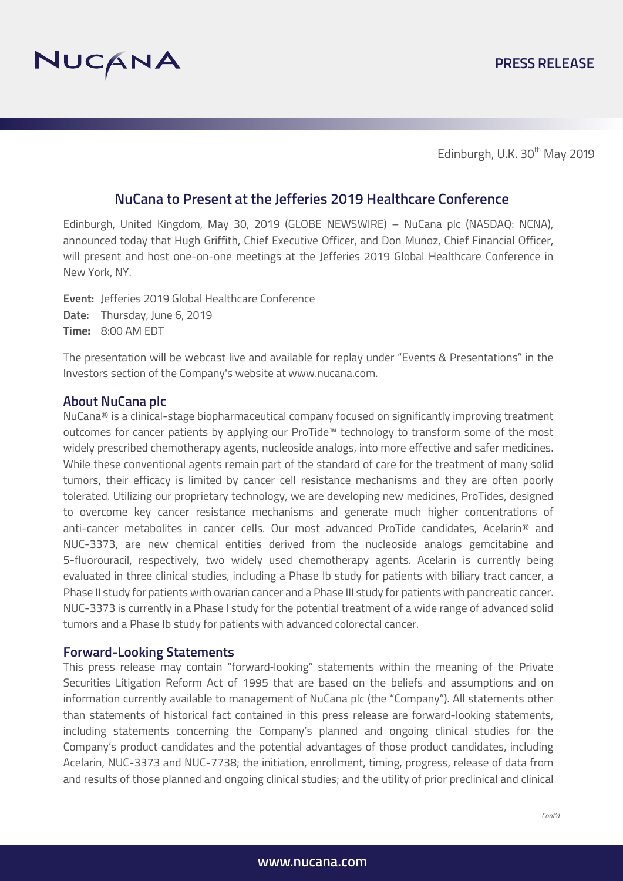**PRESS RELEASE**

Edinburgh, U.K. 30th May 2019

## NuCana to Present at the Jefferies 2019 Healthcare Conference

Edinburgh, United Kingdom, May 30, 2019 (GLOBE NEWSWIRE) – NuCana plc (NASDAQ: NCNA), announced today that Hugh Griffith, Chief Executive Officer, and Don Munoz, Chief Financial Officer, will present and host one-on-one meetings at the Jefferies 2019 Global Healthcare Conference in New York, NY.

**Event:** Jefferies 2019 Global Healthcare Conference
**Date:** Thursday, June 6, 2019
**Time:** 8:00 AM EDT

The presentation will be webcast live and available for replay under "Events & Presentations" in the Investors section of the Company's website at www.nucana.com.

### About NuCana plc

NuCana® is a clinical-stage biopharmaceutical company focused on significantly improving treatment outcomes for cancer patients by applying our ProTide™ technology to transform some of the most widely prescribed chemotherapy agents, nucleoside analogs, into more effective and safer medicines. While these conventional agents remain part of the standard of care for the treatment of many solid tumors, their efficacy is limited by cancer cell resistance mechanisms and they are often poorly tolerated. Utilizing our proprietary technology, we are developing new medicines, ProTides, designed to overcome key cancer resistance mechanisms and generate much higher concentrations of anti-cancer metabolites in cancer cells. Our most advanced ProTide candidates, Acelarin® and NUC-3373, are new chemical entities derived from the nucleoside analogs gemcitabine and 5-fluorouracil, respectively, two widely used chemotherapy agents. Acelarin is currently being evaluated in three clinical studies, including a Phase Ib study for patients with biliary tract cancer, a Phase II study for patients with ovarian cancer and a Phase III study for patients with pancreatic cancer. NUC-3373 is currently in a Phase I study for the potential treatment of a wide range of advanced solid tumors and a Phase Ib study for patients with advanced colorectal cancer.

### Forward-Looking Statements

This press release may contain "forward-looking" statements within the meaning of the Private Securities Litigation Reform Act of 1995 that are based on the beliefs and assumptions and on information currently available to management of NuCana plc (the "Company"). All statements other than statements of historical fact contained in this press release are forward-looking statements, including statements concerning the Company's planned and ongoing clinical studies for the Company's product candidates and the potential advantages of those product candidates, including Acelarin, NUC-3373 and NUC-7738; the initiation, enrollment, timing, progress, release of data from and results of those planned and ongoing clinical studies; and the utility of prior preclinical and clinical

*Cont'd*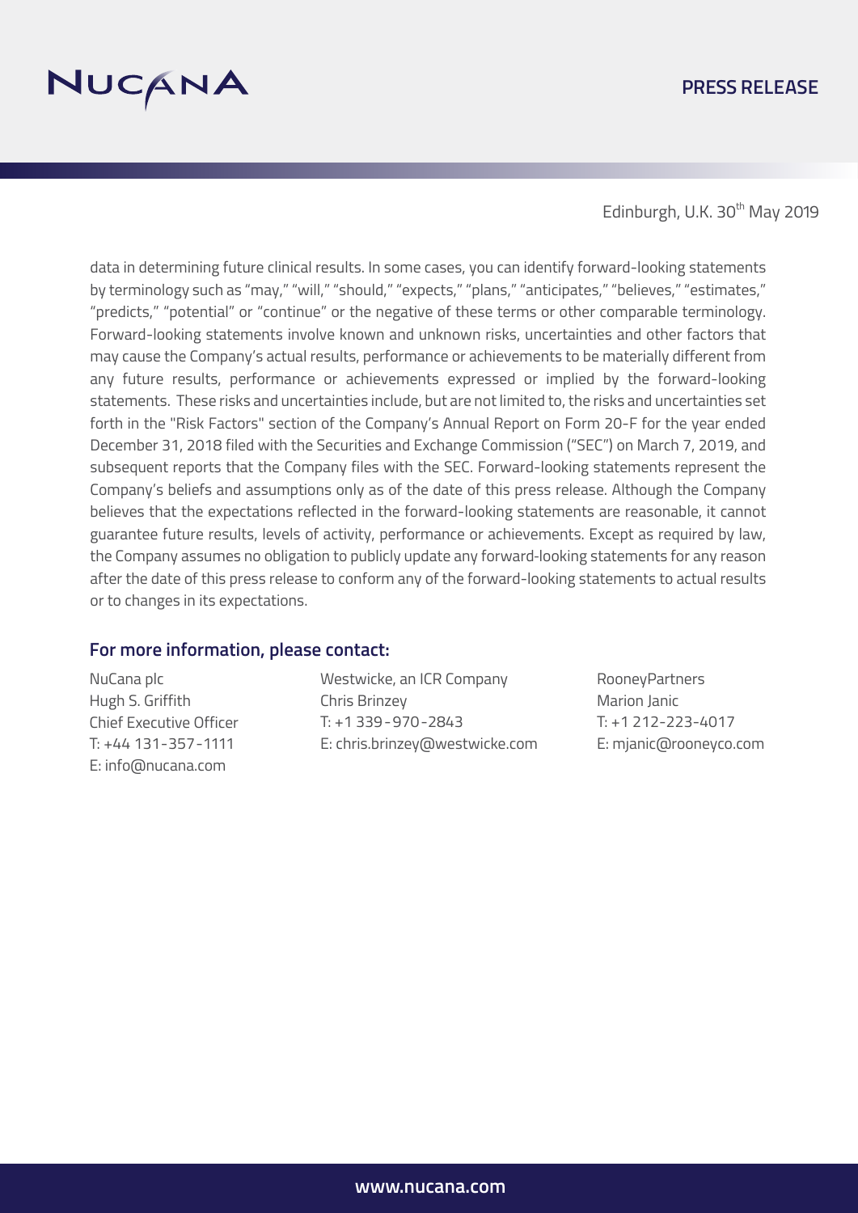Edinburgh, U.K. 30th May 2019

data in determining future clinical results. In some cases, you can identify forward-looking statements by terminology such as "may," "will," "should," "expects," "plans," "anticipates," "believes," "estimates," "predicts," "potential" or "continue" or the negative of these terms or other comparable terminology. Forward-looking statements involve known and unknown risks, uncertainties and other factors that may cause the Company's actual results, performance or achievements to be materially different from any future results, performance or achievements expressed or implied by the forward-looking statements. These risks and uncertainties include, but are not limited to, the risks and uncertainties set forth in the "Risk Factors" section of the Company's Annual Report on Form 20-F for the year ended December 31, 2018 filed with the Securities and Exchange Commission ("SEC") on March 7, 2019, and subsequent reports that the Company files with the SEC. Forward-looking statements represent the Company's beliefs and assumptions only as of the date of this press release. Although the Company believes that the expectations reflected in the forward-looking statements are reasonable, it cannot guarantee future results, levels of activity, performance or achievements. Except as required by law, the Company assumes no obligation to publicly update any forward-looking statements for any reason after the date of this press release to conform any of the forward-looking statements to actual results or to changes in its expectations.

## For more information, please contact:

NuCana plc
Hugh S. Griffith
Chief Executive Officer
T: +44 131-357-1111
E: info@nucana.com

Westwicke, an ICR Company
Chris Brinzey
T: +1 339-970-2843
E: chris.brinzey@westwicke.com

RooneyPartners
Marion Janic
T: +1 212-223-4017
E: mjanic@rooneyco.com